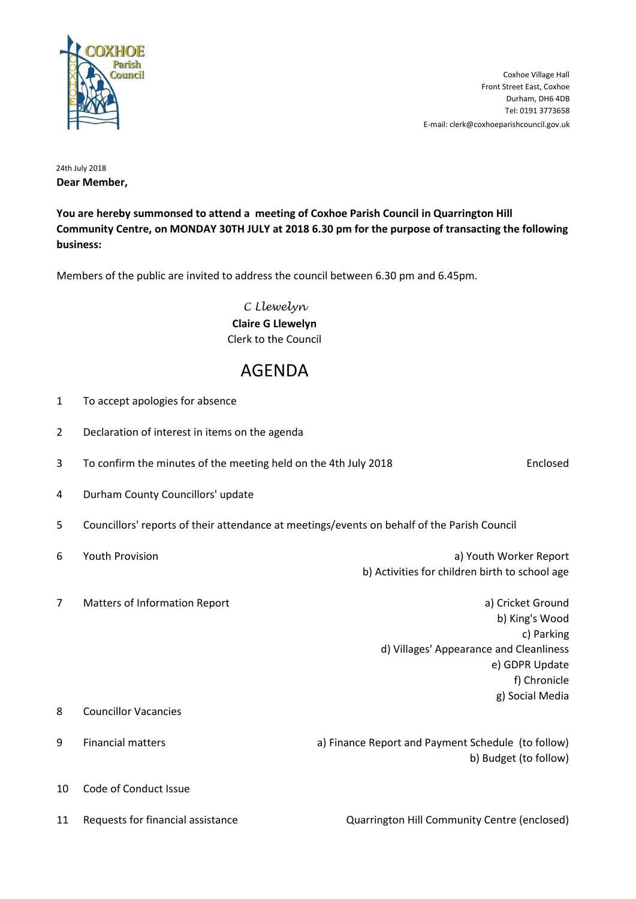COXHOE Parish Council

Coxhoe Village Hall
Front Street East, Coxhoe
Durham, DH6 4DB
Tel: 0191 3773658
E-mail: clerk@coxhoeparishcouncil.gov.uk

24th July 2018

**Dear Member,**

**You are hereby summonsed to attend a meeting of Coxhoe Parish Council in Quarrington Hill Community Centre, on MONDAY 30TH JULY at 2018 6.30 pm for the purpose of transacting the following business:**

Members of the public are invited to address the council between 6.30 pm and 6.45pm.

*C Llewelyn*
**Claire G Llewelyn**
Clerk to the Council

# AGENDA

1 To accept apologies for absence

2 Declaration of interest in items on the agenda

3 To confirm the minutes of the meeting held on the 4th July 2018 — Enclosed

4 Durham County Councillors' update

5 Councillors' reports of their attendance at meetings/events on behalf of the Parish Council

6 Youth Provision
 - a) Youth Worker Report
 - b) Activities for children birth to school age

7 Matters of Information Report
 - a) Cricket Ground
 - b) King's Wood
 - c) Parking
 - d) Villages' Appearance and Cleanliness
 - e) GDPR Update
 - f) Chronicle
 - g) Social Media

8 Councillor Vacancies

9 Financial matters
 - a) Finance Report and Payment Schedule (to follow)
 - b) Budget (to follow)

10 Code of Conduct Issue

11 Requests for financial assistance — Quarrington Hill Community Centre (enclosed)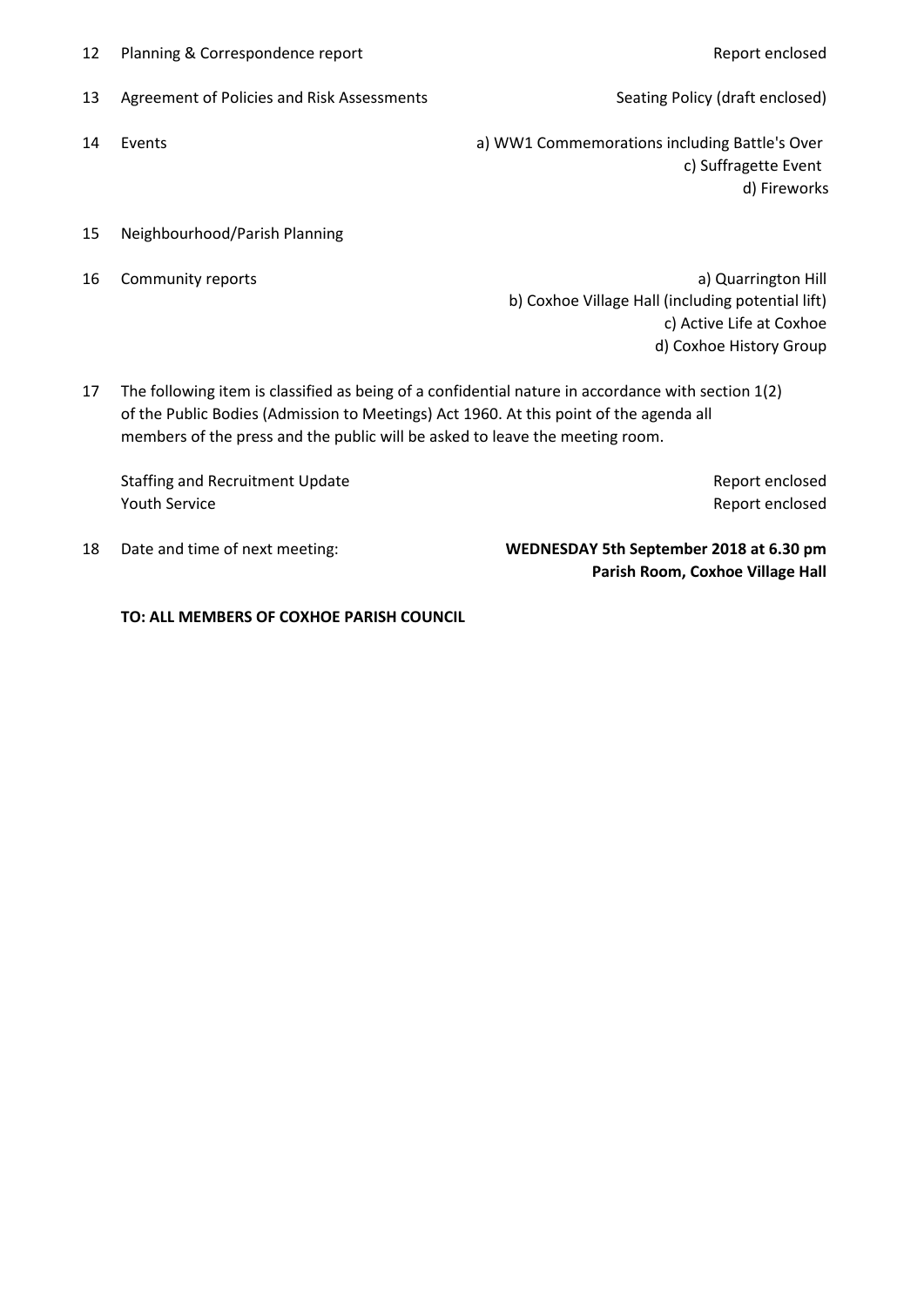| | | |
|---|---|---|
| 12 | Planning & Correspondence report | Report enclosed |
| 13 | Agreement of Policies and Risk Assessments | Seating Policy (draft enclosed) |
| 14 | Events | a) WW1 Commemorations including Battle's Over<br>c) Suffragette Event<br>d) Fireworks |
| 15 | Neighbourhood/Parish Planning | |
| 16 | Community reports | a) Quarrington Hill<br>b) Coxhoe Village Hall (including potential lift)<br>c) Active Life at Coxhoe<br>d) Coxhoe History Group |

17 The following item is classified as being of a confidential nature in accordance with section 1(2) of the Public Bodies (Admission to Meetings) Act 1960. At this point of the agenda all members of the press and the public will be asked to leave the meeting room.

| | |
|---|---|
| Staffing and Recruitment Update | Report enclosed |
| Youth Service | Report enclosed |

18 Date and time of next meeting: **WEDNESDAY 5th September 2018 at 6.30 pm**
**Parish Room, Coxhoe Village Hall**

**TO: ALL MEMBERS OF COXHOE PARISH COUNCIL**